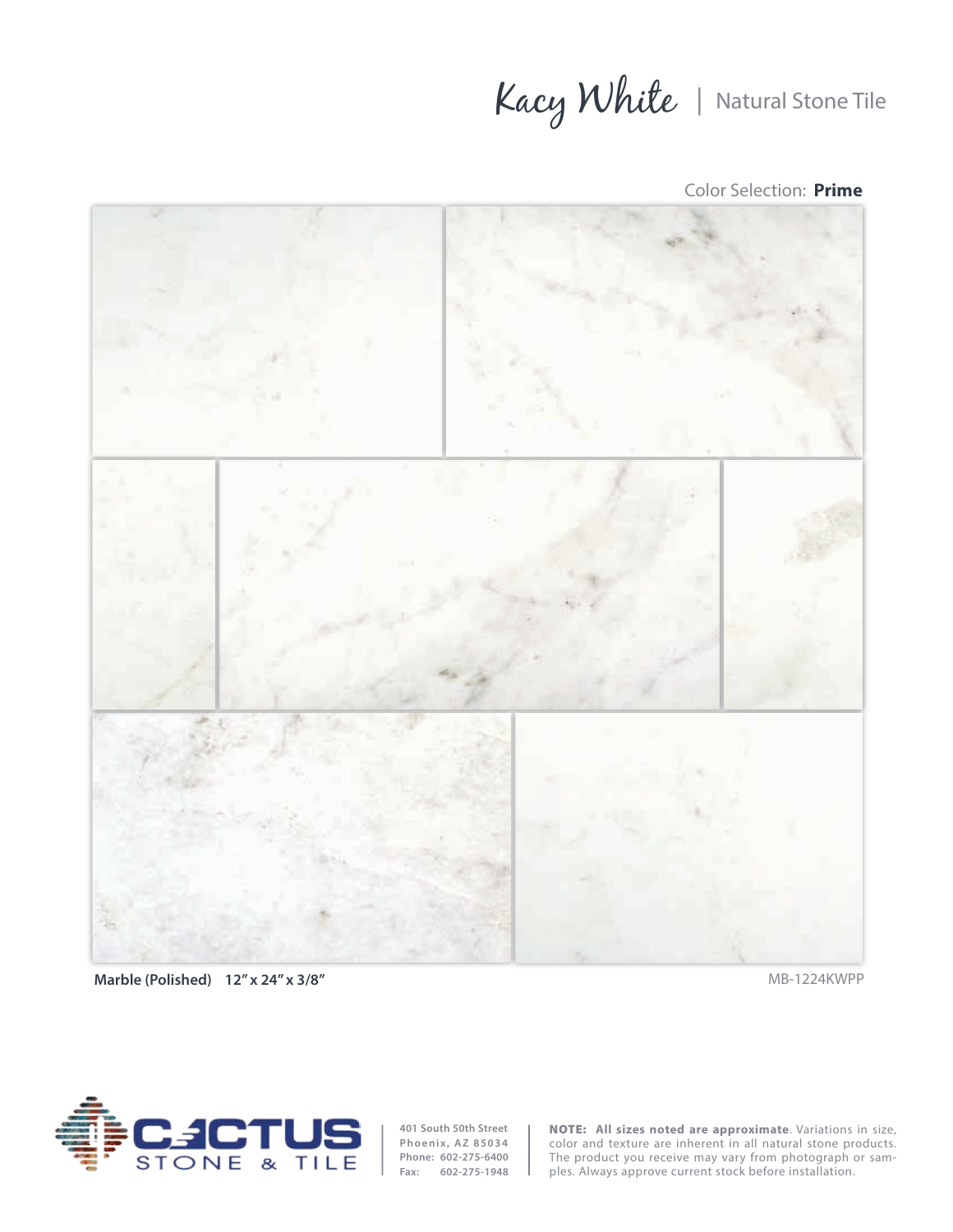# Kacy White | Natural Stone Tile

Color Selection: **Prime**

**Marble (Polished) 12" x 24" x 3/8"**

MB-1224KWPP

CACTUS STONE & TILE

**401 South 50th Street**
**Phoenix, AZ 85034**
**Phone: 602-275-6400**
**Fax: 602-275-1948**

**NOTE: All sizes noted are approximate**. Variations in size, color and texture are inherent in all natural stone products. The product you receive may vary from photograph or samples. Always approve current stock before installation.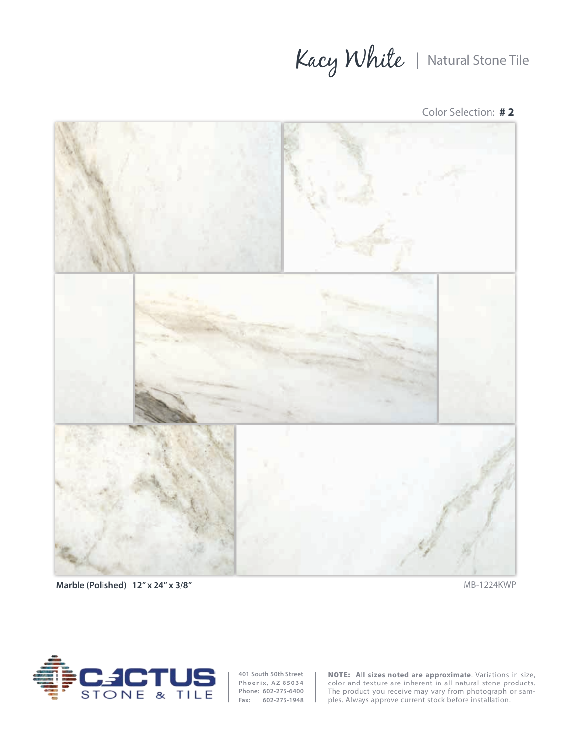# Kacy White | Natural Stone Tile

Color Selection: **# 2**

**Marble (Polished) 12" x 24" x 3/8"**

MB-1224KWP

CACTUS STONE & TILE

401 South 50th Street
Phoenix, AZ 85034
Phone: 602-275-6400
Fax: 602-275-1948

**NOTE: All sizes noted are approximate**. Variations in size, color and texture are inherent in all natural stone products. The product you receive may vary from photograph or samples. Always approve current stock before installation.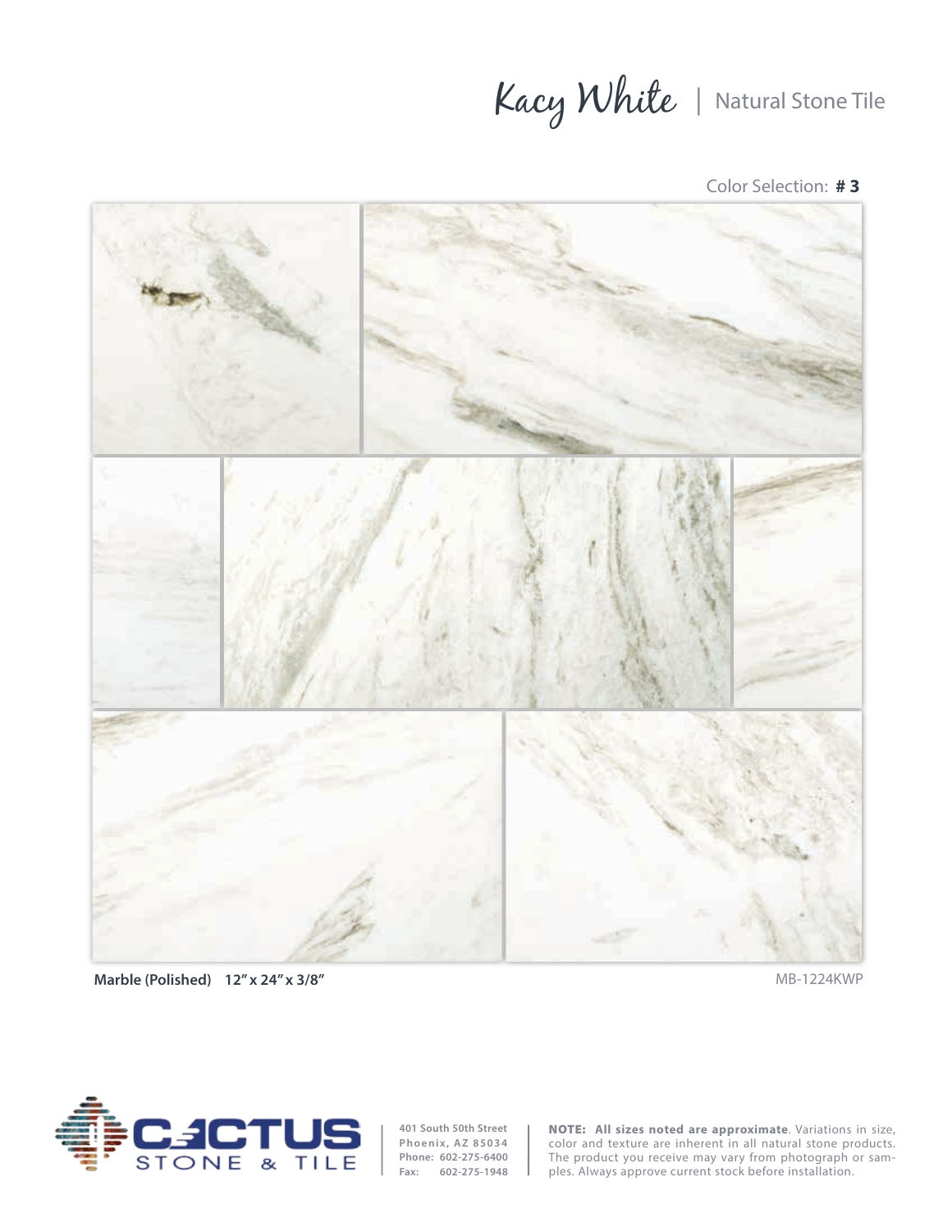# Kacy White | Natural Stone Tile

Color Selection: **# 3**

**Marble (Polished) 12" x 24" x 3/8"**

MB-1224KWP

CACTUS STONE & TILE

401 South 50th Street
Phoenix, AZ 85034
Phone: 602-275-6400
Fax: 602-275-1948

**NOTE: All sizes noted are approximate**. Variations in size, color and texture are inherent in all natural stone products. The product you receive may vary from photograph or samples. Always approve current stock before installation.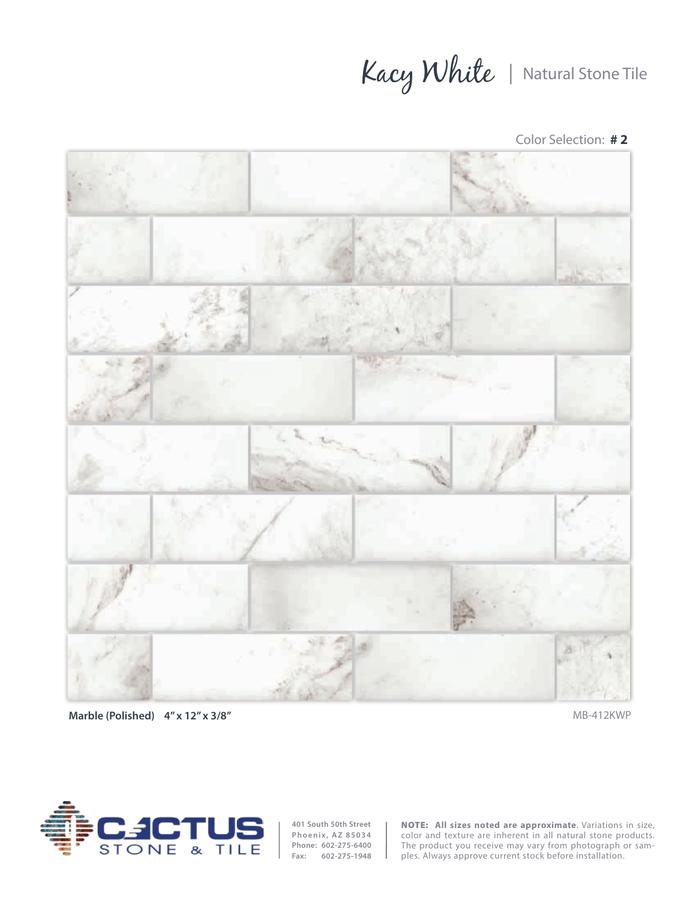# Kacy White | Natural Stone Tile

Color Selection: **# 2**

**Marble (Polished) 4" x 12" x 3/8"**

MB-412KWP

CACTUS STONE & TILE

401 South 50th Street
Phoenix, AZ 85034
Phone: 602-275-6400
Fax: 602-275-1948

**NOTE: All sizes noted are approximate**. Variations in size, color and texture are inherent in all natural stone products. The product you receive may vary from photograph or samples. Always approve current stock before installation.